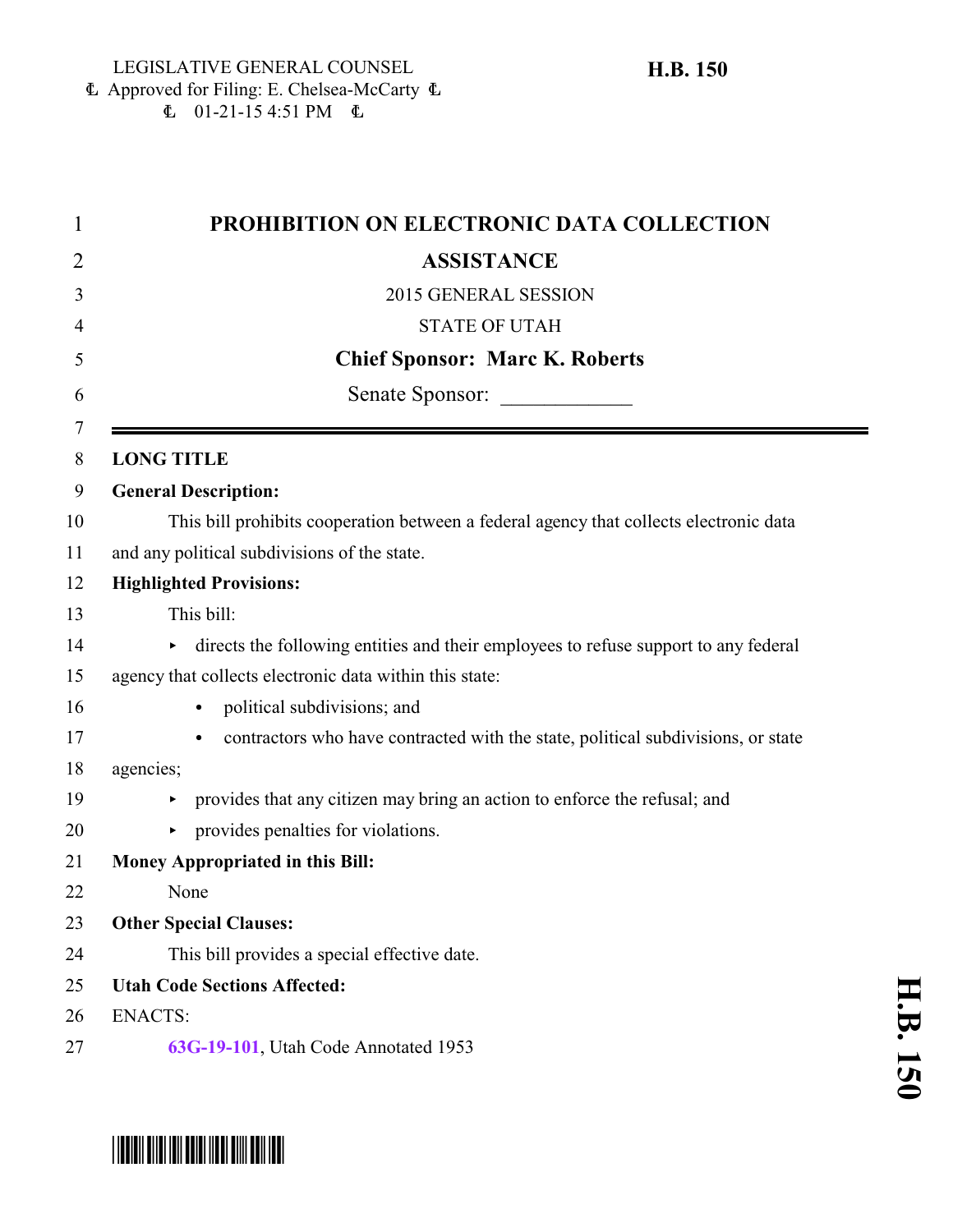LEGISLATIVE GENERAL COUNSEL
Approved for Filing: E. Chelsea-McCarty
01-21-15 4:51 PM

**H.B. 150**

# PROHIBITION ON ELECTRONIC DATA COLLECTION ASSISTANCE

2015 GENERAL SESSION

STATE OF UTAH

**Chief Sponsor: Marc K. Roberts**

Senate Sponsor: ____________

---

**LONG TITLE**

**General Description:**

This bill prohibits cooperation between a federal agency that collects electronic data and any political subdivisions of the state.

**Highlighted Provisions:**

This bill:

- directs the following entities and their employees to refuse support to any federal agency that collects electronic data within this state:
  - political subdivisions; and
  - contractors who have contracted with the state, political subdivisions, or state agencies;
- provides that any citizen may bring an action to enforce the refusal; and
- provides penalties for violations.

**Money Appropriated in this Bill:**

None

**Other Special Clauses:**

This bill provides a special effective date.

**Utah Code Sections Affected:**

ENACTS:

63G-19-101, Utah Code Annotated 1953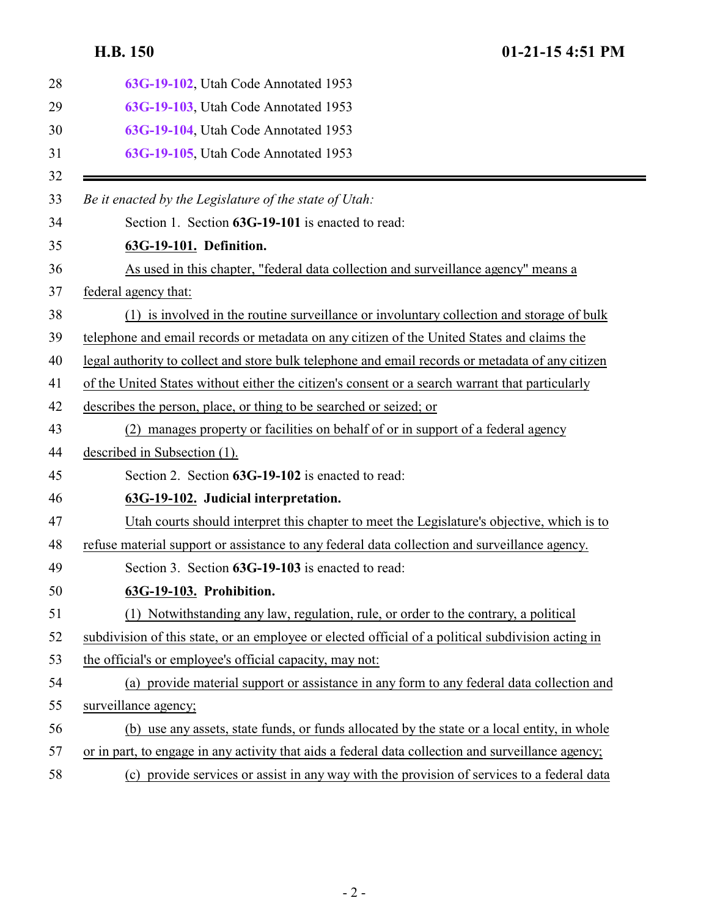63G-19-102, Utah Code Annotated 1953

63G-19-103, Utah Code Annotated 1953

63G-19-104, Utah Code Annotated 1953

63G-19-105, Utah Code Annotated 1953

---

*Be it enacted by the Legislature of the state of Utah:*

Section 1. Section **63G-19-101** is enacted to read:

**63G-19-101. Definition.**

As used in this chapter, "federal data collection and surveillance agency" means a federal agency that:

(1) is involved in the routine surveillance or involuntary collection and storage of bulk telephone and email records or metadata on any citizen of the United States and claims the legal authority to collect and store bulk telephone and email records or metadata of any citizen of the United States without either the citizen's consent or a search warrant that particularly describes the person, place, or thing to be searched or seized; or

(2) manages property or facilities on behalf of or in support of a federal agency described in Subsection (1).

Section 2. Section **63G-19-102** is enacted to read:

**63G-19-102. Judicial interpretation.**

Utah courts should interpret this chapter to meet the Legislature's objective, which is to refuse material support or assistance to any federal data collection and surveillance agency.

Section 3. Section **63G-19-103** is enacted to read:

**63G-19-103. Prohibition.**

(1) Notwithstanding any law, regulation, rule, or order to the contrary, a political subdivision of this state, or an employee or elected official of a political subdivision acting in the official's or employee's official capacity, may not:

(a) provide material support or assistance in any form to any federal data collection and surveillance agency;

(b) use any assets, state funds, or funds allocated by the state or a local entity, in whole or in part, to engage in any activity that aids a federal data collection and surveillance agency;

(c) provide services or assist in any way with the provision of services to a federal data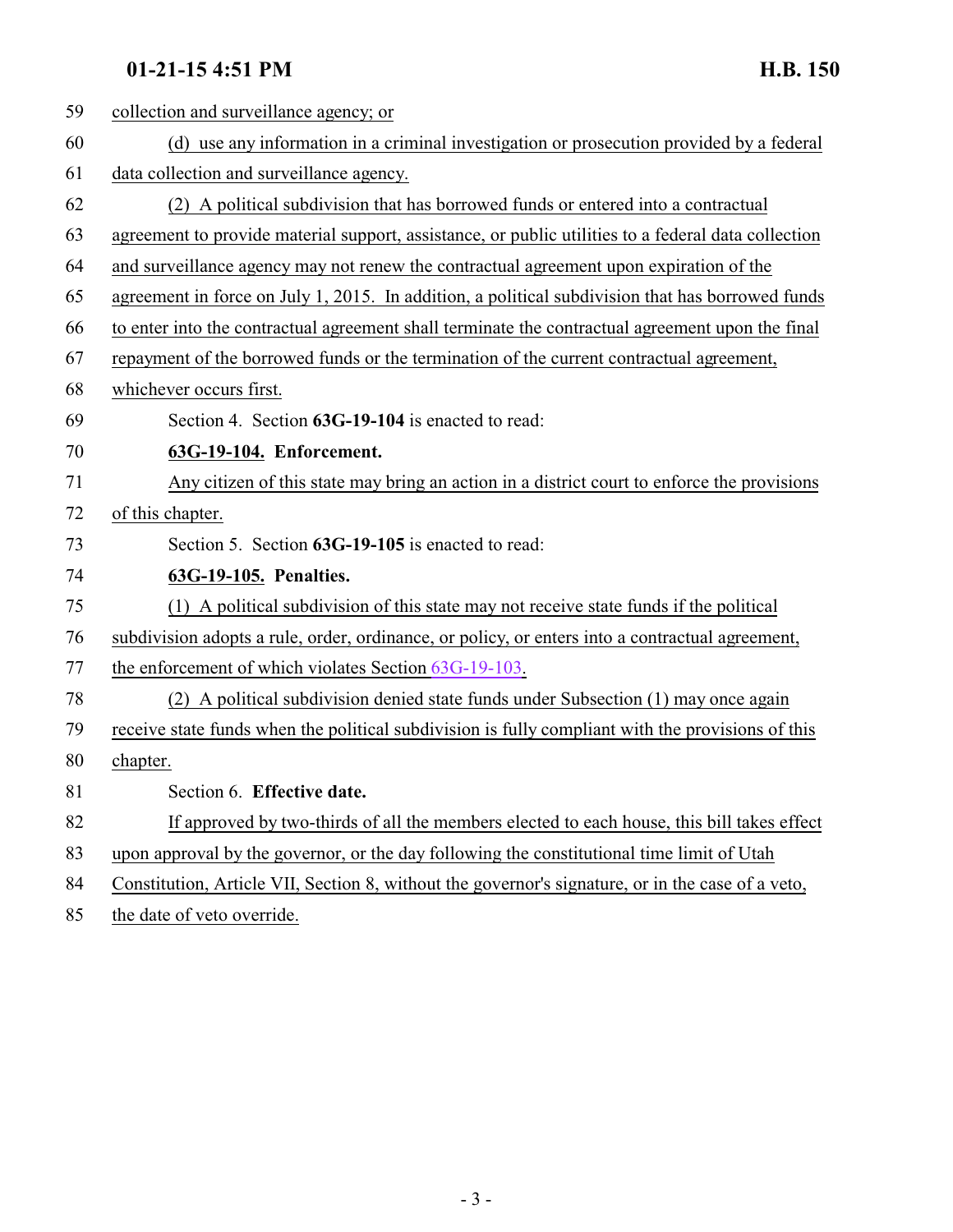collection and surveillance agency; or

(d) use any information in a criminal investigation or prosecution provided by a federal data collection and surveillance agency.

(2) A political subdivision that has borrowed funds or entered into a contractual agreement to provide material support, assistance, or public utilities to a federal data collection and surveillance agency may not renew the contractual agreement upon expiration of the agreement in force on July 1, 2015. In addition, a political subdivision that has borrowed funds to enter into the contractual agreement shall terminate the contractual agreement upon the final repayment of the borrowed funds or the termination of the current contractual agreement, whichever occurs first.

Section 4. Section **63G-19-104** is enacted to read:

**63G-19-104. Enforcement.**

Any citizen of this state may bring an action in a district court to enforce the provisions of this chapter.

Section 5. Section **63G-19-105** is enacted to read:

**63G-19-105. Penalties.**

(1) A political subdivision of this state may not receive state funds if the political subdivision adopts a rule, order, ordinance, or policy, or enters into a contractual agreement, the enforcement of which violates Section 63G-19-103.

(2) A political subdivision denied state funds under Subsection (1) may once again receive state funds when the political subdivision is fully compliant with the provisions of this chapter.

Section 6. **Effective date.**

If approved by two-thirds of all the members elected to each house, this bill takes effect upon approval by the governor, or the day following the constitutional time limit of Utah Constitution, Article VII, Section 8, without the governor's signature, or in the case of a veto, the date of veto override.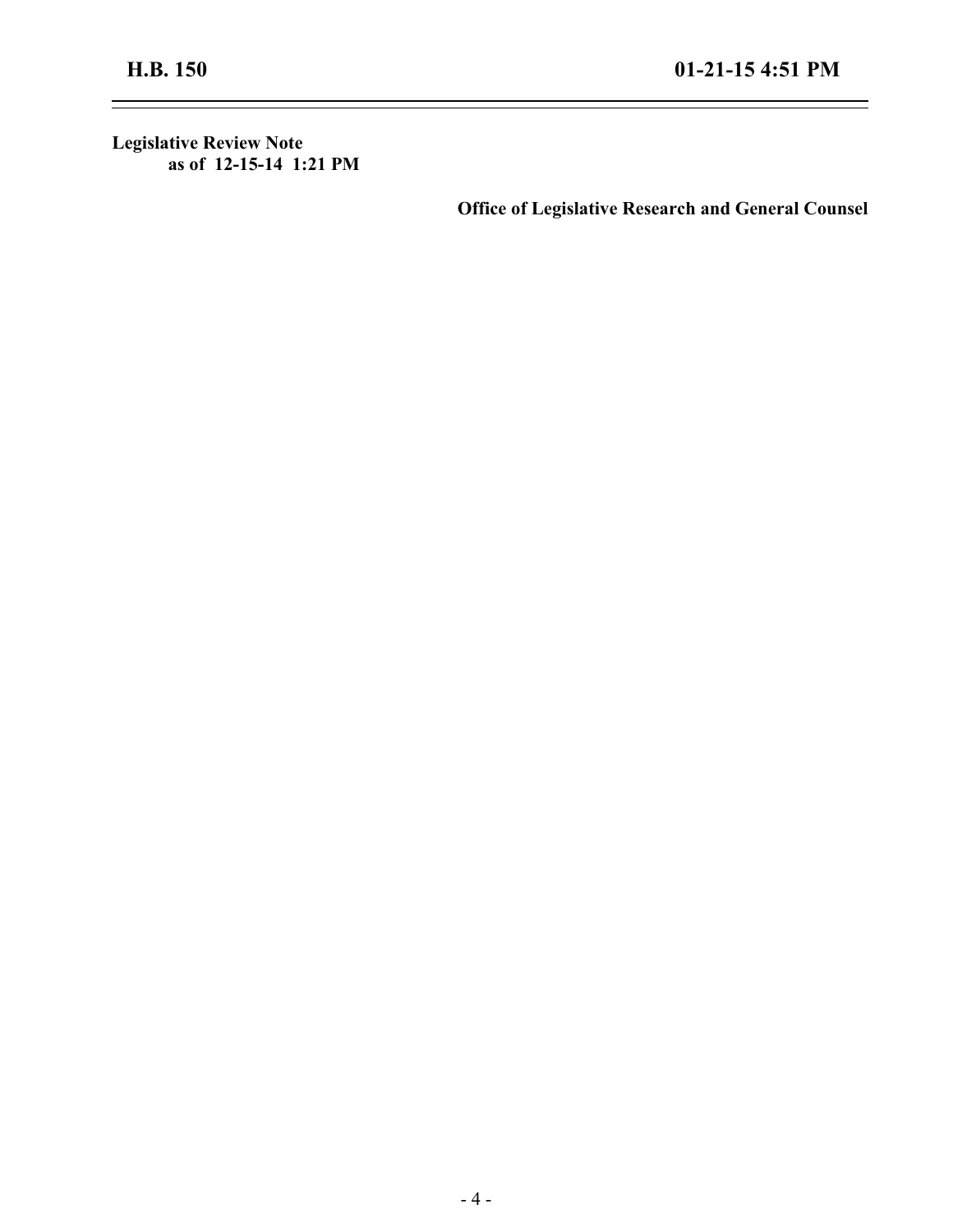**Legislative Review Note**
**as of 12-15-14 1:21 PM**

**Office of Legislative Research and General Counsel**